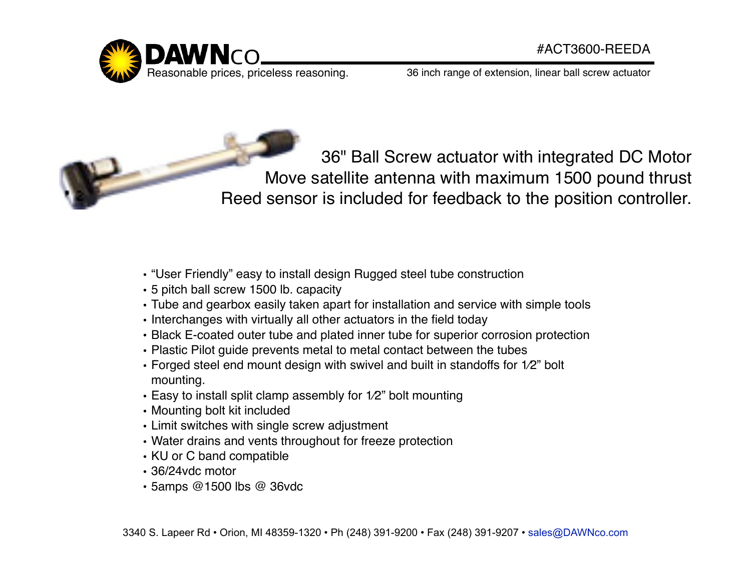**DAWNco**
Reasonable prices, priceless reasoning.

#ACT3600-REEDA

36 inch range of extension, linear ball screw actuator

36" Ball Screw actuator with integrated DC Motor
Move satellite antenna with maximum 1500 pound thrust
Reed sensor is included for feedback to the position controller.

- “User Friendly” easy to install design Rugged steel tube construction
- 5 pitch ball screw 1500 lb. capacity
- Tube and gearbox easily taken apart for installation and service with simple tools
- Interchanges with virtually all other actuators in the field today
- Black E-coated outer tube and plated inner tube for superior corrosion protection
- Plastic Pilot guide prevents metal to metal contact between the tubes
- Forged steel end mount design with swivel and built in standoffs for 1⁄2” bolt mounting.
- Easy to install split clamp assembly for 1⁄2” bolt mounting
- Mounting bolt kit included
- Limit switches with single screw adjustment
- Water drains and vents throughout for freeze protection
- KU or C band compatible
- 36/24vdc motor
- 5amps @1500 lbs @ 36vdc

3340 S. Lapeer Rd • Orion, MI 48359-1320 • Ph (248) 391-9200 • Fax (248) 391-9207 • sales@DAWNco.com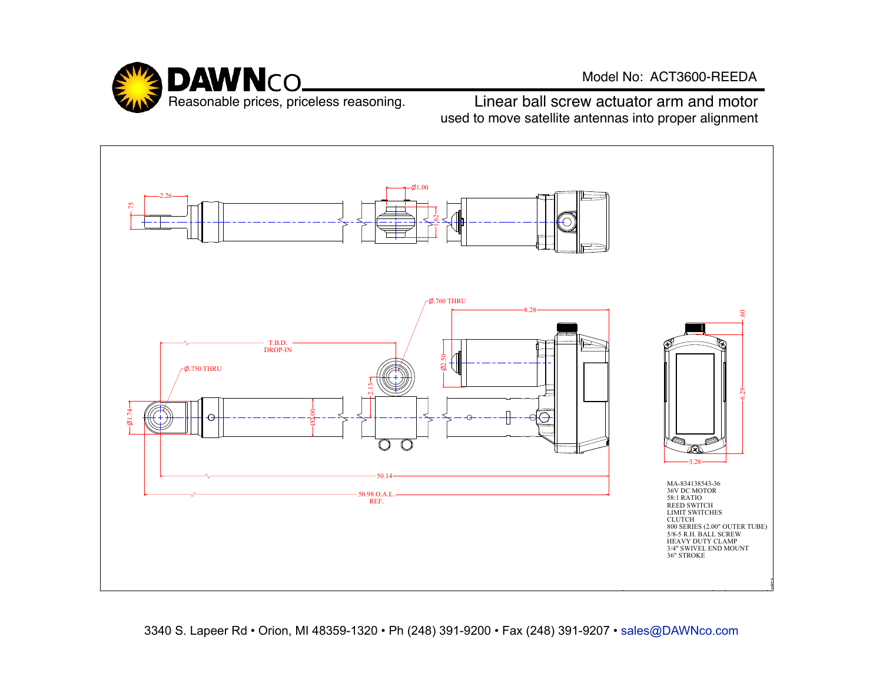# DAWNco

Reasonable prices, priceless reasoning.

Model No: ACT3600-REEDA

## Linear ball screw actuator arm and motor

used to move satellite antennas into proper alignment

2.26

.75

Ø1.00

1.62

Ø.760 THRU

8.28

.60

T.B.D.
DROP-IN

Ø.750 THRU

Ø2.50

2.13

Ø1.74

Ø2.00

6.29

3.28

50.14

50.98 O.A.L.
REF.

MA-834138543-36
36V DC MOTOR
58:1 RATIO
REED SWITCH
LIMIT SWITCHES
CLUTCH
800 SERIES (2.00" OUTER TUBE)
5/8-5 R.H. BALL SCREW
HEAVY DUTY CLAMP
3/4" SWIVEL END MOUNT
36" STROKE

3340 S. Lapeer Rd • Orion, MI 48359-1320 • Ph (248) 391-9200 • Fax (248) 391-9207 • sales@DAWNco.com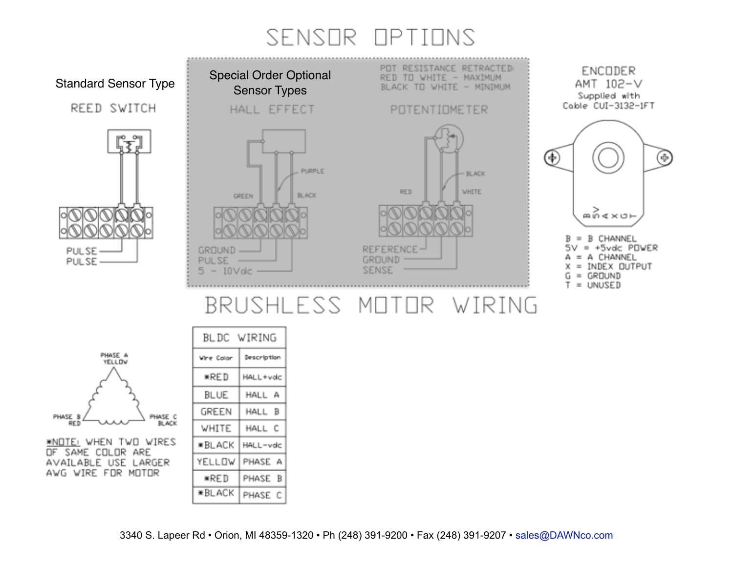# SENSOR OPTIONS

## Standard Sensor Type

### REED SWITCH

PULSE
PULSE

## Special Order Optional Sensor Types

### HALL EFFECT

GREEN
PURPLE
BLACK

GROUND
PULSE
5 - 10Vdc

### POTENTIOMETER

POT RESISTANCE RETRACTED:
RED TO WHITE - MAXIMUM
BLACK TO WHITE - MINIMUM

RED
BLACK
WHITE

REFERENCE
GROUND
SENSE

## ENCODER

AMT 102-V
Supplied with Cable CUI-3132-1FT

B = B CHANNEL
5V = +5vdc POWER
A = A CHANNEL
X = INDEX OUTPUT
G = GROUND
T = UNUSED

# BRUSHLESS MOTOR WIRING

PHASE A YELLOW
PHASE B RED
PHASE C BLACK

*NOTE: WHEN TWO WIRES OF SAME COLOR ARE AVAILABLE USE LARGER AWG WIRE FOR MOTOR

**BLDC WIRING**

| Wire Color | Description |
|---|---|
| *RED | HALL+vdc |
| BLUE | HALL A |
| GREEN | HALL B |
| WHITE | HALL C |
| *BLACK | HALL-vdc |
| YELLOW | PHASE A |
| *RED | PHASE B |
| *BLACK | PHASE C |

3340 S. Lapeer Rd • Orion, MI 48359-1320 • Ph (248) 391-9200 • Fax (248) 391-9207 • sales@DAWNco.com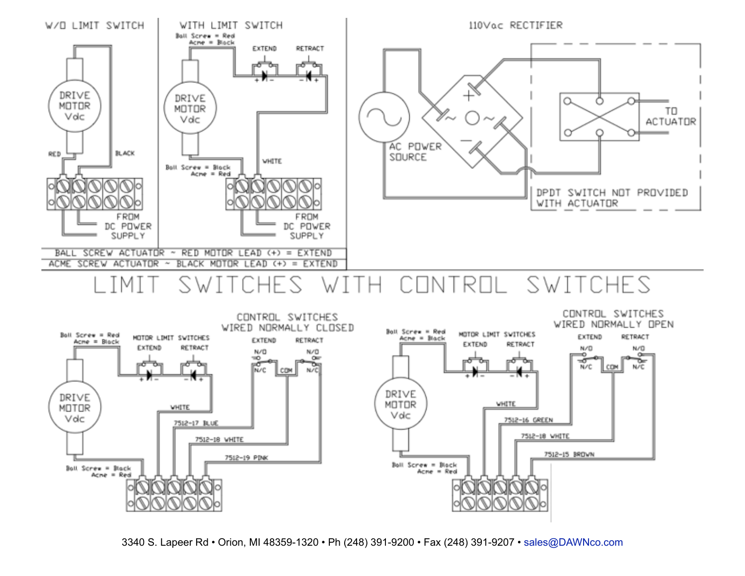## W/O LIMIT SWITCH

DRIVE MOTOR Vdc

RED

BLACK

FROM DC POWER SUPPLY

## WITH LIMIT SWITCH

Ball Screw = Red
Acme = Black

EXTEND

RETRACT

DRIVE MOTOR Vdc

Ball Screw = Black
Acme = Red

WHITE

FROM DC POWER SUPPLY

BALL SCREW ACTUATOR ~ RED MOTOR LEAD (+) = EXTEND
ACME SCREW ACTUATOR ~ BLACK MOTOR LEAD (+) = EXTEND

## 110Vac RECTIFIER

AC POWER SOURCE

TO ACTUATOR

DPDT SWITCH NOT PROVIDED WITH ACTUATOR

# LIMIT SWITCHES WITH CONTROL SWITCHES

## CONTROL SWITCHES WIRED NORMALLY CLOSED

Ball Screw = Red
Acme = Black

MOTOR LIMIT SWITCHES

EXTEND

RETRACT

EXTEND

RETRACT

N/O

N/C

COM

N/O

N/C

DRIVE MOTOR Vdc

WHITE

7512-17 BLUE

7512-18 WHITE

7512-19 PINK

Ball Screw = Black
Acme = Red

## CONTROL SWITCHES WIRED NORMALLY OPEN

Ball Screw = Red
Acme = Black

MOTOR LIMIT SWITCHES

EXTEND

RETRACT

EXTEND

RETRACT

N/O

N/C

COM

N/O

N/C

DRIVE MOTOR Vdc

WHITE

7512-16 GREEN

7512-18 WHITE

7512-15 BROWN

Ball Screw = Black
Acme = Red

3340 S. Lapeer Rd • Orion, MI 48359-1320 • Ph (248) 391-9200 • Fax (248) 391-9207 • sales@DAWNco.com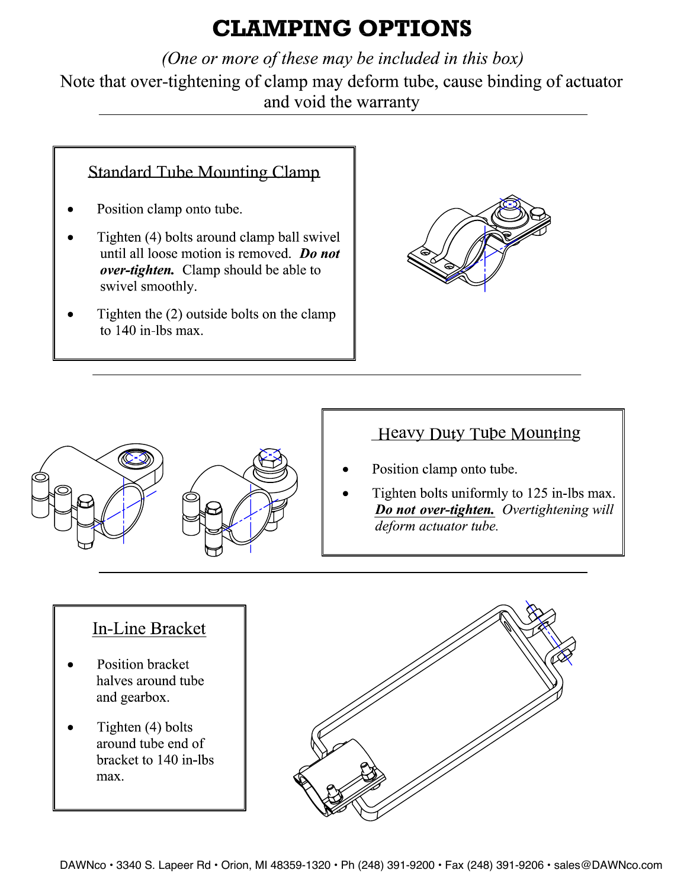# CLAMPING OPTIONS

*(One or more of these may be included in this box)*

Note that over-tightening of clamp may deform tube, cause binding of actuator and void the warranty

---

## Standard Tube Mounting Clamp

- Position clamp onto tube.
- Tighten (4) bolts around clamp ball swivel until all loose motion is removed. ***Do not over-tighten.*** Clamp should be able to swivel smoothly.
- Tighten the (2) outside bolts on the clamp to 140 in-lbs max.

---

## Heavy Duty Tube Mounting

- Position clamp onto tube.
- Tighten bolts uniformly to 125 in-lbs max. ***Do not over-tighten.*** *Overtightening will deform actuator tube.*

---

## In-Line Bracket

- Position bracket halves around tube and gearbox.
- Tighten (4) bolts around tube end of bracket to 140 in-lbs max.

DAWNco • 3340 S. Lapeer Rd • Orion, MI 48359-1320 • Ph (248) 391-9200 • Fax (248) 391-9206 • sales@DAWNco.com